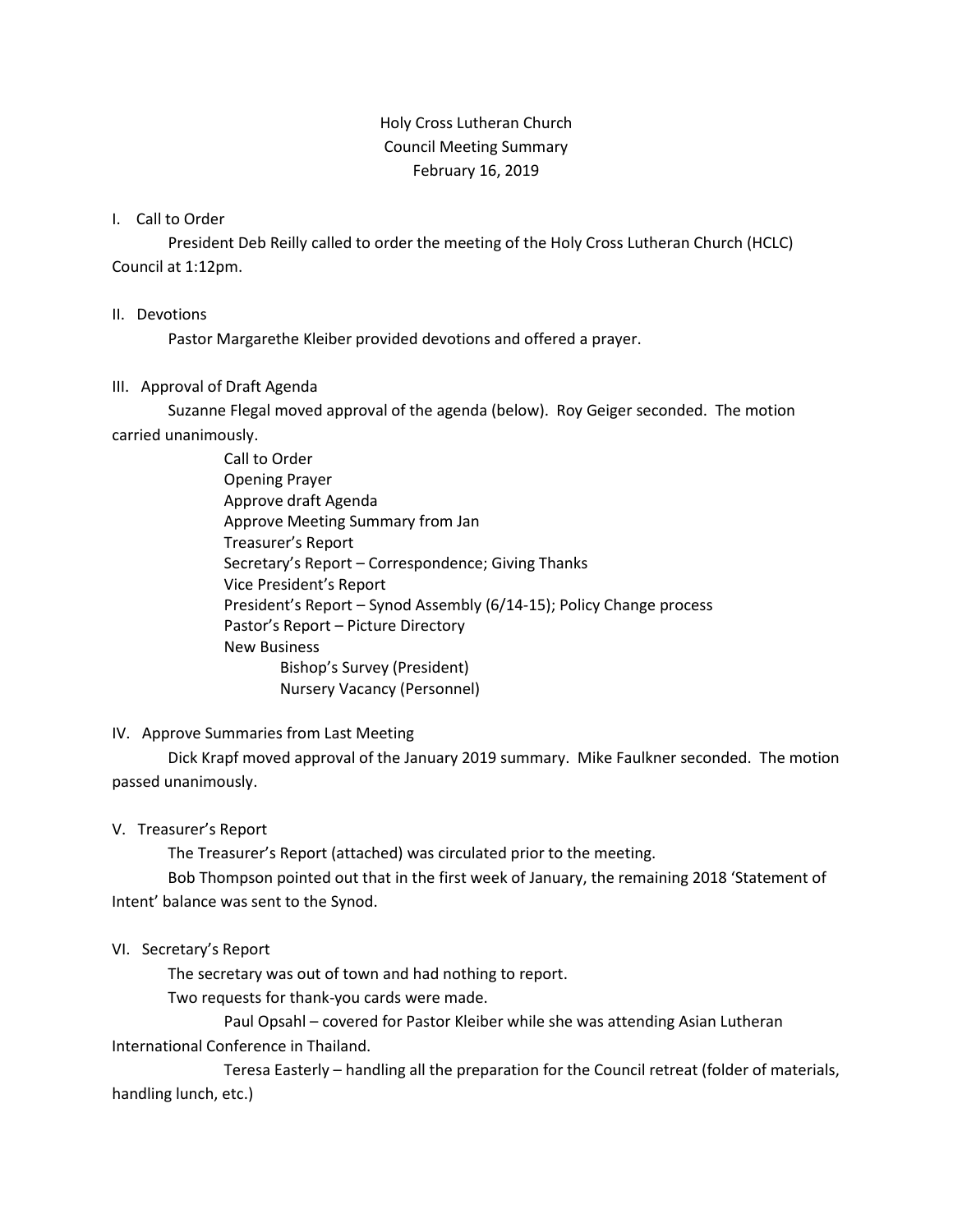# Holy Cross Lutheran Church
## Council Meeting Summary
### February 16, 2019

I. Call to Order

President Deb Reilly called to order the meeting of the Holy Cross Lutheran Church (HCLC) Council at 1:12pm.

II. Devotions

Pastor Margarethe Kleiber provided devotions and offered a prayer.

III. Approval of Draft Agenda

Suzanne Flegal moved approval of the agenda (below). Roy Geiger seconded. The motion carried unanimously.

- Call to Order
- Opening Prayer
- Approve draft Agenda
- Approve Meeting Summary from Jan
- Treasurer's Report
- Secretary's Report – Correspondence; Giving Thanks
- Vice President's Report
- President's Report – Synod Assembly (6/14-15); Policy Change process
- Pastor's Report – Picture Directory
- New Business
    - Bishop's Survey (President)
    - Nursery Vacancy (Personnel)

IV. Approve Summaries from Last Meeting

Dick Krapf moved approval of the January 2019 summary. Mike Faulkner seconded. The motion passed unanimously.

V. Treasurer's Report

The Treasurer's Report (attached) was circulated prior to the meeting.

Bob Thompson pointed out that in the first week of January, the remaining 2018 'Statement of Intent' balance was sent to the Synod.

VI. Secretary's Report

The secretary was out of town and had nothing to report.

Two requests for thank-you cards were made.

- Paul Opsahl – covered for Pastor Kleiber while she was attending Asian Lutheran International Conference in Thailand.
- Teresa Easterly – handling all the preparation for the Council retreat (folder of materials, handling lunch, etc.)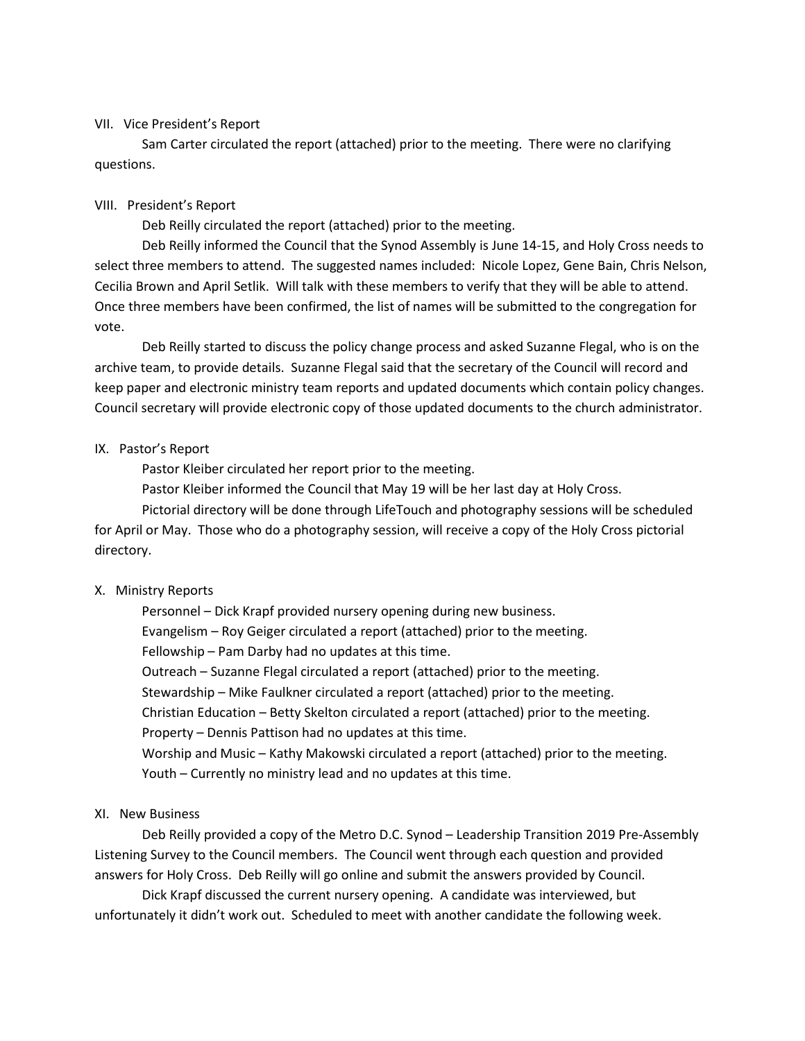## VII. Vice President's Report

Sam Carter circulated the report (attached) prior to the meeting. There were no clarifying questions.

## VIII. President's Report

Deb Reilly circulated the report (attached) prior to the meeting.

Deb Reilly informed the Council that the Synod Assembly is June 14-15, and Holy Cross needs to select three members to attend. The suggested names included: Nicole Lopez, Gene Bain, Chris Nelson, Cecilia Brown and April Setlik. Will talk with these members to verify that they will be able to attend. Once three members have been confirmed, the list of names will be submitted to the congregation for vote.

Deb Reilly started to discuss the policy change process and asked Suzanne Flegal, who is on the archive team, to provide details. Suzanne Flegal said that the secretary of the Council will record and keep paper and electronic ministry team reports and updated documents which contain policy changes. Council secretary will provide electronic copy of those updated documents to the church administrator.

## IX. Pastor's Report

Pastor Kleiber circulated her report prior to the meeting.

Pastor Kleiber informed the Council that May 19 will be her last day at Holy Cross.

Pictorial directory will be done through LifeTouch and photography sessions will be scheduled for April or May. Those who do a photography session, will receive a copy of the Holy Cross pictorial directory.

## X. Ministry Reports

Personnel – Dick Krapf provided nursery opening during new business.

Evangelism – Roy Geiger circulated a report (attached) prior to the meeting.

Fellowship – Pam Darby had no updates at this time.

Outreach – Suzanne Flegal circulated a report (attached) prior to the meeting.

Stewardship – Mike Faulkner circulated a report (attached) prior to the meeting.

Christian Education – Betty Skelton circulated a report (attached) prior to the meeting.

Property – Dennis Pattison had no updates at this time.

Worship and Music – Kathy Makowski circulated a report (attached) prior to the meeting.

Youth – Currently no ministry lead and no updates at this time.

## XI. New Business

Deb Reilly provided a copy of the Metro D.C. Synod – Leadership Transition 2019 Pre-Assembly Listening Survey to the Council members. The Council went through each question and provided answers for Holy Cross. Deb Reilly will go online and submit the answers provided by Council.

Dick Krapf discussed the current nursery opening. A candidate was interviewed, but unfortunately it didn't work out. Scheduled to meet with another candidate the following week.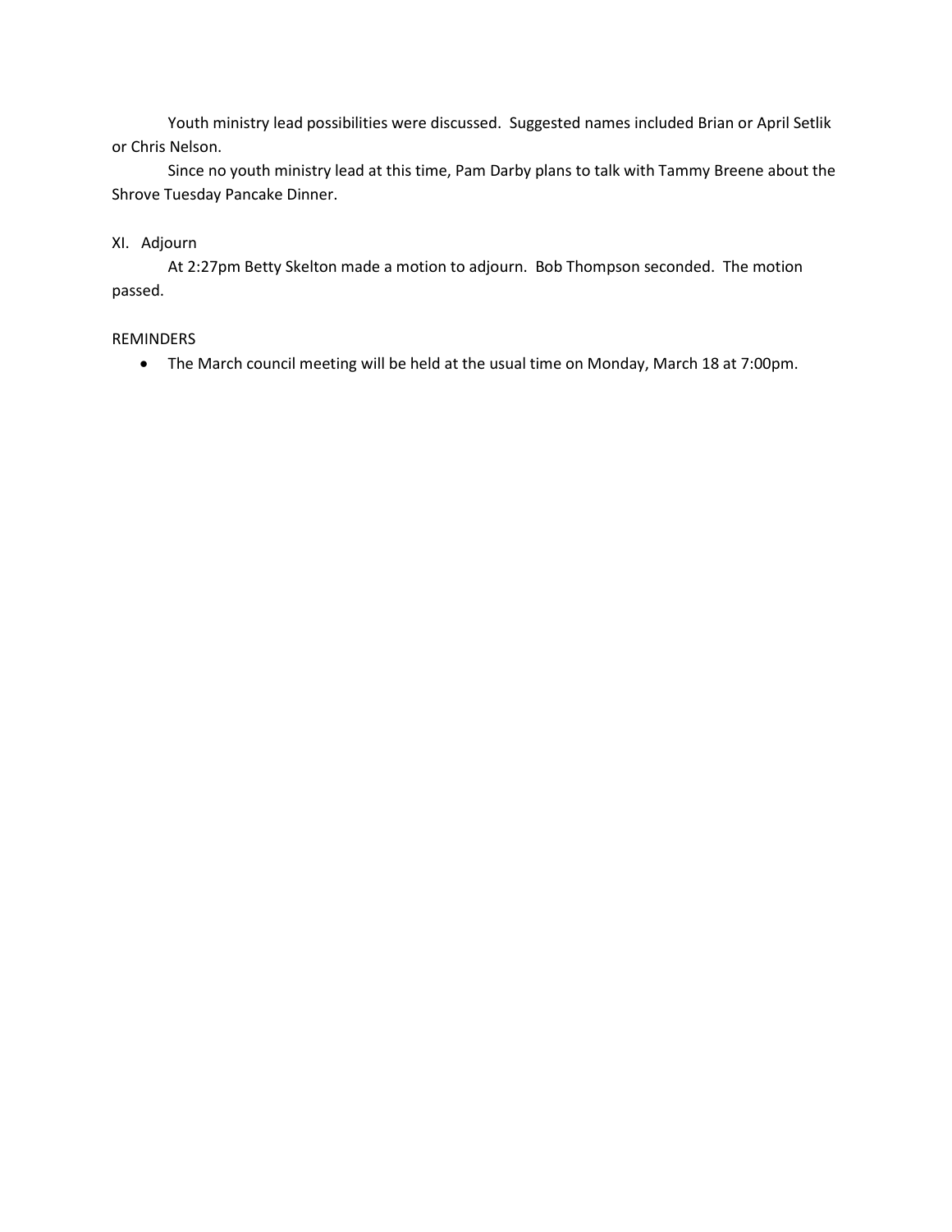Youth ministry lead possibilities were discussed. Suggested names included Brian or April Setlik or Chris Nelson.

Since no youth ministry lead at this time, Pam Darby plans to talk with Tammy Breene about the Shrove Tuesday Pancake Dinner.

XI. Adjourn

At 2:27pm Betty Skelton made a motion to adjourn. Bob Thompson seconded. The motion passed.

REMINDERS

- The March council meeting will be held at the usual time on Monday, March 18 at 7:00pm.